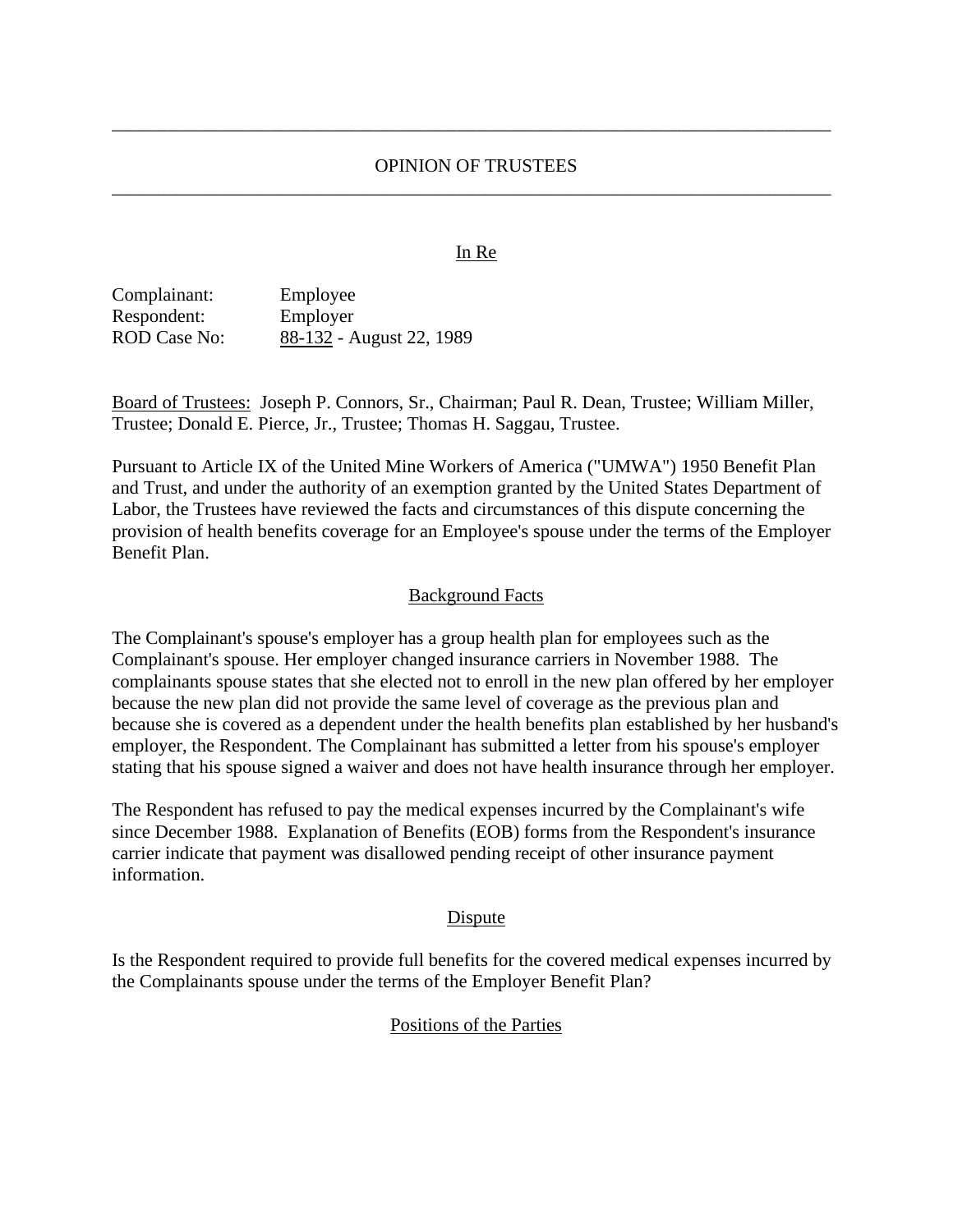# OPINION OF TRUSTEES

## In Re

Complainant: Employee
Respondent: Employer
ROD Case No: 88-132 - August 22, 1989

Board of Trustees: Joseph P. Connors, Sr., Chairman; Paul R. Dean, Trustee; William Miller, Trustee; Donald E. Pierce, Jr., Trustee; Thomas H. Saggau, Trustee.

Pursuant to Article IX of the United Mine Workers of America ("UMWA") 1950 Benefit Plan and Trust, and under the authority of an exemption granted by the United States Department of Labor, the Trustees have reviewed the facts and circumstances of this dispute concerning the provision of health benefits coverage for an Employee's spouse under the terms of the Employer Benefit Plan.

## Background Facts

The Complainant's spouse's employer has a group health plan for employees such as the Complainant's spouse. Her employer changed insurance carriers in November 1988. The complainants spouse states that she elected not to enroll in the new plan offered by her employer because the new plan did not provide the same level of coverage as the previous plan and because she is covered as a dependent under the health benefits plan established by her husband's employer, the Respondent. The Complainant has submitted a letter from his spouse's employer stating that his spouse signed a waiver and does not have health insurance through her employer.

The Respondent has refused to pay the medical expenses incurred by the Complainant's wife since December 1988. Explanation of Benefits (EOB) forms from the Respondent's insurance carrier indicate that payment was disallowed pending receipt of other insurance payment information.

## Dispute

Is the Respondent required to provide full benefits for the covered medical expenses incurred by the Complainants spouse under the terms of the Employer Benefit Plan?

## Positions of the Parties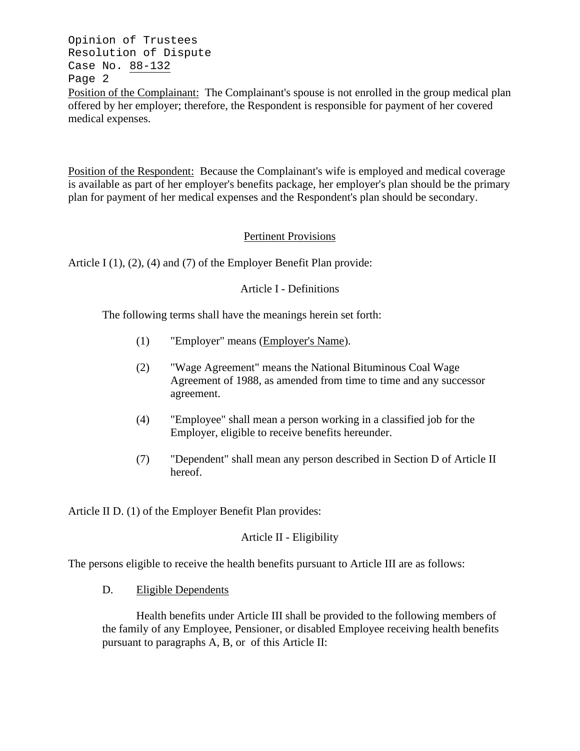Position of the Complainant: The Complainant's spouse is not enrolled in the group medical plan offered by her employer; therefore, the Respondent is responsible for payment of her covered medical expenses.

Position of the Respondent: Because the Complainant's wife is employed and medical coverage is available as part of her employer's benefits package, her employer's plan should be the primary plan for payment of her medical expenses and the Respondent's plan should be secondary.

## Pertinent Provisions

Article I (1), (2), (4) and (7) of the Employer Benefit Plan provide:

### Article I - Definitions

The following terms shall have the meanings herein set forth:

(1) "Employer" means (Employer's Name).

(2) "Wage Agreement" means the National Bituminous Coal Wage Agreement of 1988, as amended from time to time and any successor agreement.

(4) "Employee" shall mean a person working in a classified job for the Employer, eligible to receive benefits hereunder.

(7) "Dependent" shall mean any person described in Section D of Article II hereof.

Article II D. (1) of the Employer Benefit Plan provides:

### Article II - Eligibility

The persons eligible to receive the health benefits pursuant to Article III are as follows:

D. Eligible Dependents

Health benefits under Article III shall be provided to the following members of the family of any Employee, Pensioner, or disabled Employee receiving health benefits pursuant to paragraphs A, B, or of this Article II: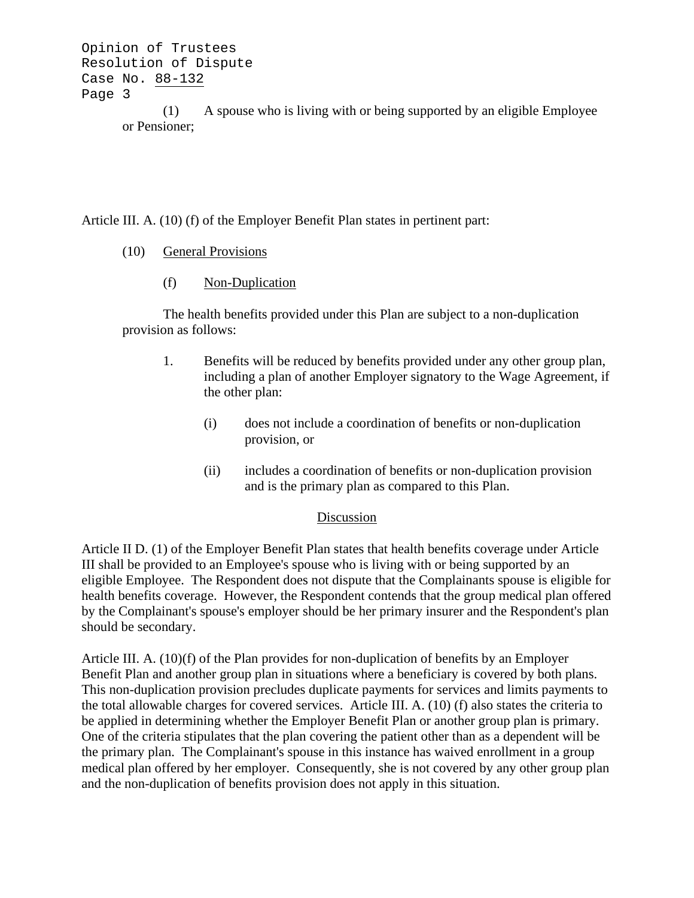(1) A spouse who is living with or being supported by an eligible Employee or Pensioner;

Article III. A. (10) (f) of the Employer Benefit Plan states in pertinent part:

(10) General Provisions

(f) Non-Duplication

The health benefits provided under this Plan are subject to a non-duplication provision as follows:

1. Benefits will be reduced by benefits provided under any other group plan, including a plan of another Employer signatory to the Wage Agreement, if the other plan:

   (i) does not include a coordination of benefits or non-duplication provision, or

   (ii) includes a coordination of benefits or non-duplication provision and is the primary plan as compared to this Plan.

## Discussion

Article II D. (1) of the Employer Benefit Plan states that health benefits coverage under Article III shall be provided to an Employee's spouse who is living with or being supported by an eligible Employee. The Respondent does not dispute that the Complainants spouse is eligible for health benefits coverage. However, the Respondent contends that the group medical plan offered by the Complainant's spouse's employer should be her primary insurer and the Respondent's plan should be secondary.

Article III. A. (10)(f) of the Plan provides for non-duplication of benefits by an Employer Benefit Plan and another group plan in situations where a beneficiary is covered by both plans. This non-duplication provision precludes duplicate payments for services and limits payments to the total allowable charges for covered services. Article III. A. (10) (f) also states the criteria to be applied in determining whether the Employer Benefit Plan or another group plan is primary. One of the criteria stipulates that the plan covering the patient other than as a dependent will be the primary plan. The Complainant's spouse in this instance has waived enrollment in a group medical plan offered by her employer. Consequently, she is not covered by any other group plan and the non-duplication of benefits provision does not apply in this situation.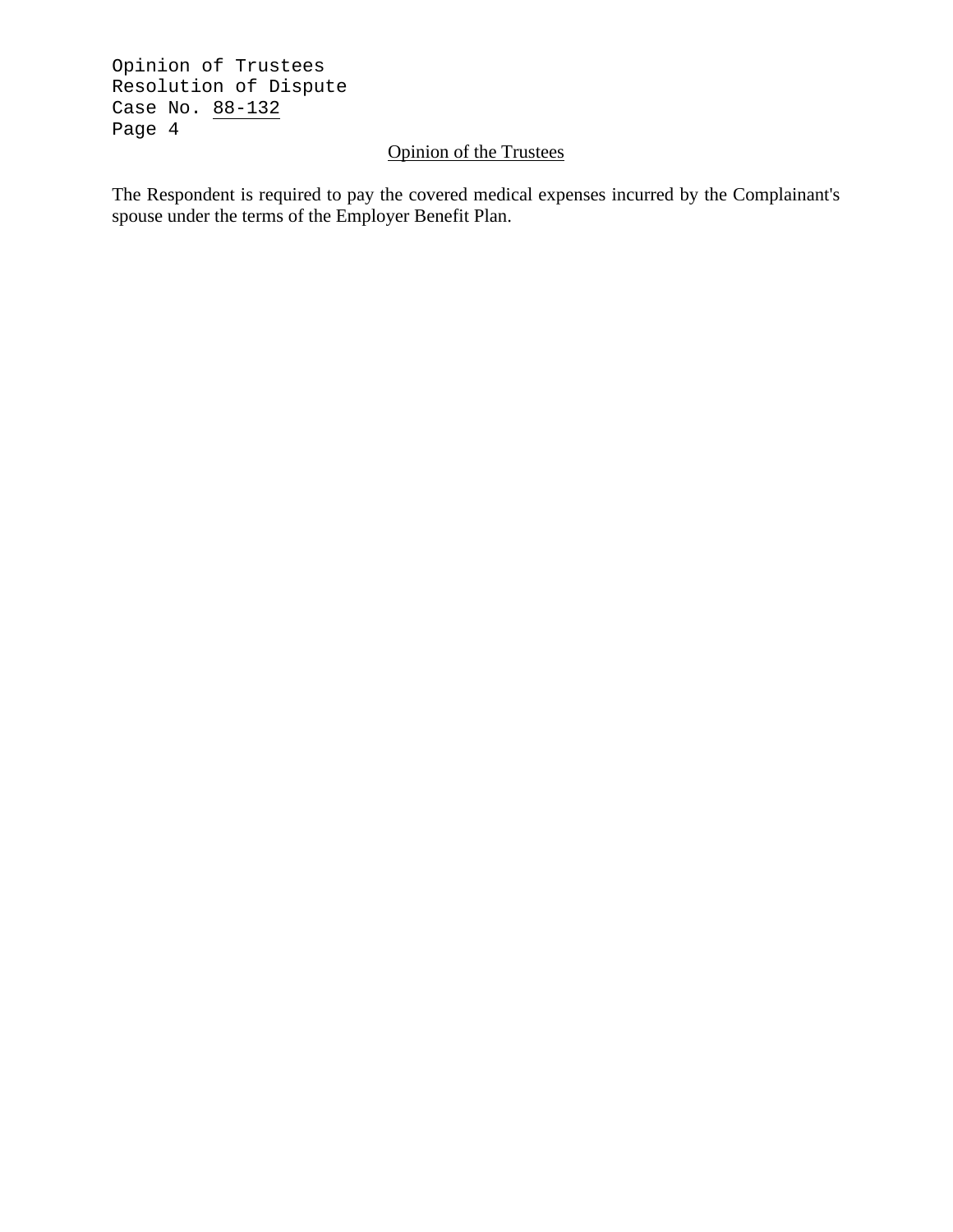## Opinion of the Trustees

The Respondent is required to pay the covered medical expenses incurred by the Complainant's spouse under the terms of the Employer Benefit Plan.